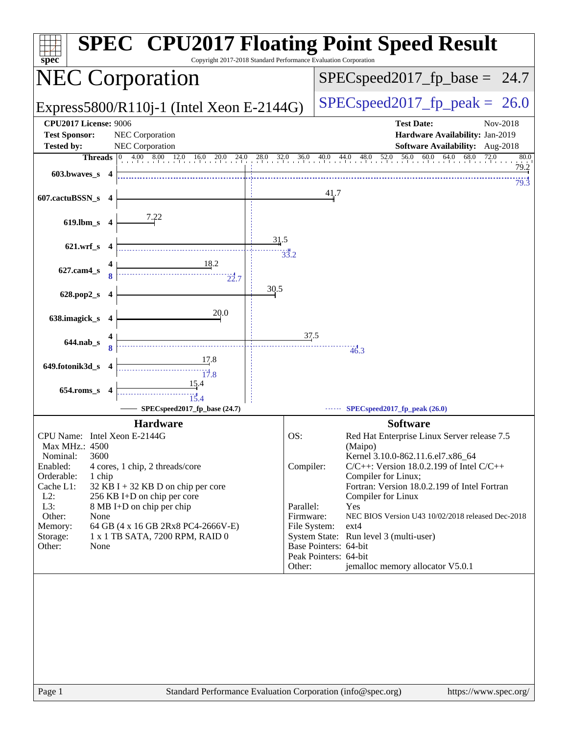# SPEC CPU2017 Floating Point Speed Result

Copyright 2017-2018 Standard Performance Evaluation Corporation

## NEC Corporation

Express5800/R110j-1 (Intel Xeon E-2144G)

SPECspeed2017_fp_base = 24.7

SPECspeed2017_fp_peak = 26.0

| | | | |
|---|---|---|---|
| **CPU2017 License:** | 9006 | **Test Date:** | Nov-2018 |
| **Test Sponsor:** | NEC Corporation | **Hardware Availability:** | Jan-2019 |
| **Tested by:** | NEC Corporation | **Software Availability:** | Aug-2018 |

| Benchmark | Threads | Base | Peak |
|---|---|---|---|
| 603.bwaves_s | 4 | 79.2 | 79.3 |
| 607.cactuBSSN_s | 4 | 41.7 | |
| 619.lbm_s | 4 | 7.22 | |
| 621.wrf_s | 4 | 31.5 | 33.2 |
| 627.cam4_s | 4 (base) / 8 (peak) | 18.2 | 22.7 |
| 628.pop2_s | 4 | 30.5 | |
| 638.imagick_s | 4 | 20.0 | |
| 644.nab_s | 4 (base) / 8 (peak) | 37.5 | 46.3 |
| 649.fotonik3d_s | 4 | 17.8 | 17.8 |
| 654.roms_s | 4 | 15.4 | 15.4 |

SPECspeed2017_fp_base (24.7) — SPECspeed2017_fp_peak (26.0)

### Hardware

| | |
|---|---|
| CPU Name: | Intel Xeon E-2144G |
| Max MHz.: | 4500 |
| Nominal: | 3600 |
| Enabled: | 4 cores, 1 chip, 2 threads/core |
| Orderable: | 1 chip |
| Cache L1: | 32 KB I + 32 KB D on chip per core |
| L2: | 256 KB I+D on chip per core |
| L3: | 8 MB I+D on chip per chip |
| Other: | None |
| Memory: | 64 GB (4 x 16 GB 2Rx8 PC4-2666V-E) |
| Storage: | 1 x 1 TB SATA, 7200 RPM, RAID 0 |
| Other: | None |

### Software

| | |
|---|---|
| OS: | Red Hat Enterprise Linux Server release 7.5 (Maipo) Kernel 3.10.0-862.11.6.el7.x86_64 |
| Compiler: | C/C++: Version 18.0.2.199 of Intel C/C++ Compiler for Linux; Fortran: Version 18.0.2.199 of Intel Fortran Compiler for Linux |
| Parallel: | Yes |
| Firmware: | NEC BIOS Version U43 10/02/2018 released Dec-2018 |
| File System: | ext4 |
| System State: | Run level 3 (multi-user) |
| Base Pointers: | 64-bit |
| Peak Pointers: | 64-bit |
| Other: | jemalloc memory allocator V5.0.1 |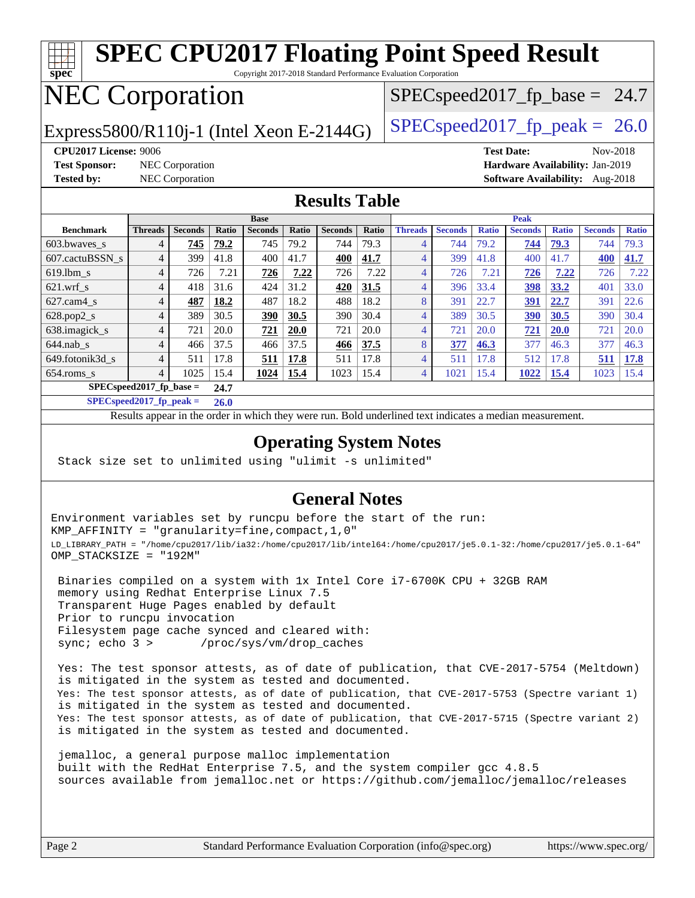# SPEC CPU2017 Floating Point Speed Result

Copyright 2017-2018 Standard Performance Evaluation Corporation

# NEC Corporation

Express5800/R110j-1 (Intel Xeon E-2144G)

SPECspeed2017_fp_base = 24.7

SPECspeed2017_fp_peak = 26.0

**CPU2017 License:** 9006
**Test Sponsor:** NEC Corporation
**Tested by:** NEC Corporation

**Test Date:** Nov-2018
**Hardware Availability:** Jan-2019
**Software Availability:** Aug-2018

## Results Table

| Benchmark | Base | | | | | | | Peak | | | | | | |
|---|---|---|---|---|---|---|---|---|---|---|---|---|---|---|
| | Threads | Seconds | Ratio | Seconds | Ratio | Seconds | Ratio | Threads | Seconds | Ratio | Seconds | Ratio | Seconds | Ratio |
| 603.bwaves_s | 4 | **745** | **79.2** | 745 | 79.2 | 744 | 79.3 | 4 | 744 | 79.2 | **744** | **79.3** | 744 | 79.3 |
| 607.cactuBSSN_s | 4 | 399 | 41.8 | 400 | 41.7 | **400** | **41.7** | 4 | 399 | 41.8 | 400 | 41.7 | **400** | **41.7** |
| 619.lbm_s | 4 | 726 | 7.21 | **726** | **7.22** | 726 | 7.22 | 4 | 726 | 7.21 | **726** | **7.22** | 726 | 7.22 |
| 621.wrf_s | 4 | 418 | 31.6 | 424 | 31.2 | **420** | **31.5** | 4 | 396 | 33.4 | **398** | **33.2** | 401 | 33.0 |
| 627.cam4_s | 4 | **487** | **18.2** | 487 | 18.2 | 488 | 18.2 | 8 | 391 | 22.7 | **391** | **22.7** | 391 | 22.6 |
| 628.pop2_s | 4 | 389 | 30.5 | **390** | **30.5** | 390 | 30.4 | 4 | 389 | 30.5 | **390** | **30.5** | 390 | 30.4 |
| 638.imagick_s | 4 | 721 | 20.0 | **721** | **20.0** | 721 | 20.0 | 4 | 721 | 20.0 | **721** | **20.0** | 721 | 20.0 |
| 644.nab_s | 4 | 466 | 37.5 | 466 | 37.5 | **466** | **37.5** | 8 | **377** | **46.3** | 377 | 46.3 | 377 | 46.3 |
| 649.fotonik3d_s | 4 | 511 | 17.8 | **511** | **17.8** | 511 | 17.8 | 4 | 511 | 17.8 | 512 | 17.8 | **511** | **17.8** |
| 654.roms_s | 4 | 1025 | 15.4 | **1024** | **15.4** | 1023 | 15.4 | 4 | 1021 | 15.4 | **1022** | **15.4** | 1023 | 15.4 |

**SPECspeed2017_fp_base = 24.7**

**SPECspeed2017_fp_peak = 26.0**

Results appear in the order in which they were run. Bold underlined text indicates a median measurement.

## Operating System Notes

```
Stack size set to unlimited using "ulimit -s unlimited"
```

## General Notes

```
Environment variables set by runcpu before the start of the run:
KMP_AFFINITY = "granularity=fine,compact,1,0"
LD_LIBRARY_PATH = "/home/cpu2017/lib/ia32:/home/cpu2017/lib/intel64:/home/cpu2017/je5.0.1-32:/home/cpu2017/je5.0.1-64"
OMP_STACKSIZE = "192M"

 Binaries compiled on a system with 1x Intel Core i7-6700K CPU + 32GB RAM
 memory using Redhat Enterprise Linux 7.5
 Transparent Huge Pages enabled by default
 Prior to runcpu invocation
 Filesystem page cache synced and cleared with:
 sync; echo 3 >       /proc/sys/vm/drop_caches

 Yes: The test sponsor attests, as of date of publication, that CVE-2017-5754 (Meltdown)
 is mitigated in the system as tested and documented.
 Yes: The test sponsor attests, as of date of publication, that CVE-2017-5753 (Spectre variant 1)
 is mitigated in the system as tested and documented.
 Yes: The test sponsor attests, as of date of publication, that CVE-2017-5715 (Spectre variant 2)
 is mitigated in the system as tested and documented.

 jemalloc, a general purpose malloc implementation
 built with the RedHat Enterprise 7.5, and the system compiler gcc 4.8.5
 sources available from jemalloc.net or https://github.com/jemalloc/jemalloc/releases
```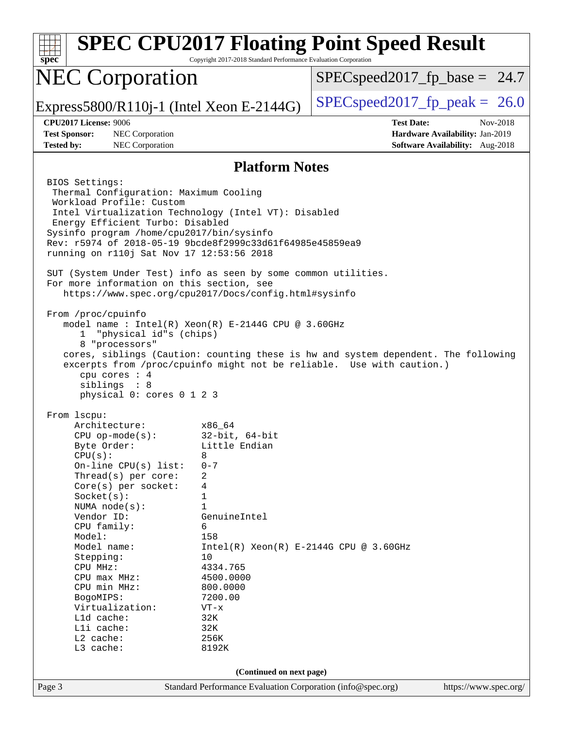## Platform Notes

```
BIOS Settings:
 Thermal Configuration: Maximum Cooling
 Workload Profile: Custom
 Intel Virtualization Technology (Intel VT): Disabled
 Energy Efficient Turbo: Disabled
Sysinfo program /home/cpu2017/bin/sysinfo
Rev: r5974 of 2018-05-19 9bcde8f2999c33d61f64985e45859ea9
running on r110j Sat Nov 17 12:53:56 2018

SUT (System Under Test) info as seen by some common utilities.
For more information on this section, see
   https://www.spec.org/cpu2017/Docs/config.html#sysinfo

From /proc/cpuinfo
   model name : Intel(R) Xeon(R) E-2144G CPU @ 3.60GHz
      1  "physical id"s (chips)
      8 "processors"
   cores, siblings (Caution: counting these is hw and system dependent. The following
   excerpts from /proc/cpuinfo might not be reliable.  Use with caution.)
      cpu cores : 4
      siblings  : 8
      physical 0: cores 0 1 2 3

From lscpu:
     Architecture:          x86_64
     CPU op-mode(s):        32-bit, 64-bit
     Byte Order:            Little Endian
     CPU(s):                8
     On-line CPU(s) list:   0-7
     Thread(s) per core:    2
     Core(s) per socket:    4
     Socket(s):             1
     NUMA node(s):          1
     Vendor ID:             GenuineIntel
     CPU family:            6
     Model:                 158
     Model name:            Intel(R) Xeon(R) E-2144G CPU @ 3.60GHz
     Stepping:              10
     CPU MHz:               4334.765
     CPU max MHz:           4500.0000
     CPU min MHz:           800.0000
     BogoMIPS:              7200.00
     Virtualization:        VT-x
     L1d cache:             32K
     L1i cache:             32K
     L2 cache:              256K
     L3 cache:              8192K
```

(Continued on next page)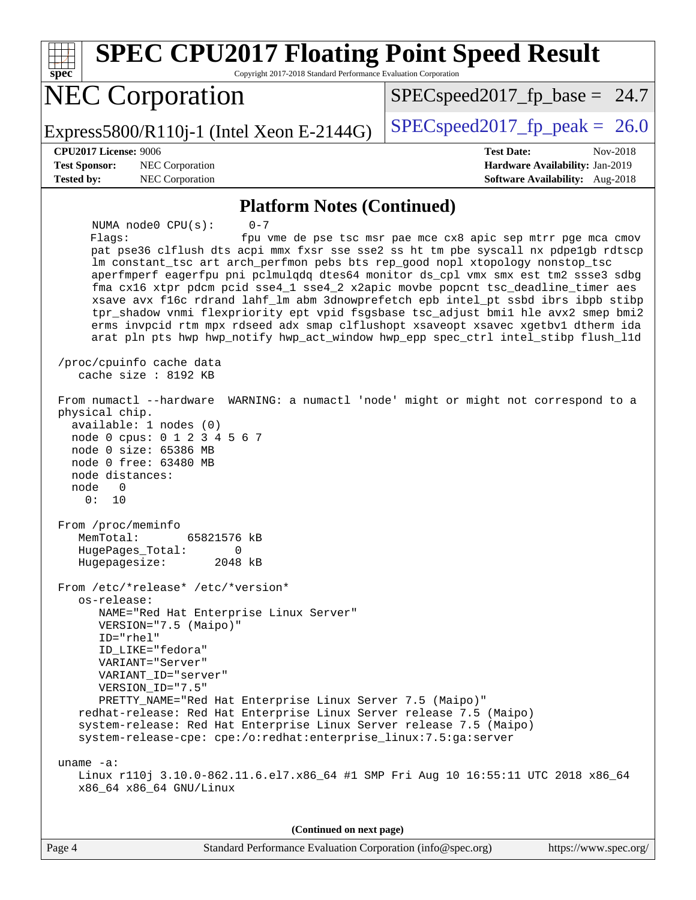## Platform Notes (Continued)

```
     NUMA node0 CPU(s):     0-7
     Flags:                 fpu vme de pse tsc msr pae mce cx8 apic sep mtrr pge mca cmov
     pat pse36 clflush dts acpi mmx fxsr sse sse2 ss ht tm pbe syscall nx pdpe1gb rdtscp
     lm constant_tsc art arch_perfmon pebs bts rep_good nopl xtopology nonstop_tsc
     aperfmperf eagerfpu pni pclmulqdq dtes64 monitor ds_cpl vmx smx est tm2 ssse3 sdbg
     fma cx16 xtpr pdcm pcid sse4_1 sse4_2 x2apic movbe popcnt tsc_deadline_timer aes
     xsave avx f16c rdrand lahf_lm abm 3dnowprefetch epb intel_pt ssbd ibrs ibpb stibp
     tpr_shadow vnmi flexpriority ept vpid fsgsbase tsc_adjust bmi1 hle avx2 smep bmi2
     erms invpcid rtm mpx rdseed adx smap clflushopt xsaveopt xsavec xgetbv1 dtherm ida
     arat pln pts hwp hwp_notify hwp_act_window hwp_epp spec_ctrl intel_stibp flush_l1d

 /proc/cpuinfo cache data
    cache size : 8192 KB

 From numactl --hardware  WARNING: a numactl 'node' might or might not correspond to a
 physical chip.
   available: 1 nodes (0)
   node 0 cpus: 0 1 2 3 4 5 6 7
   node 0 size: 65386 MB
   node 0 free: 63480 MB
   node distances:
   node   0
     0:  10

 From /proc/meminfo
    MemTotal:       65821576 kB
    HugePages_Total:       0
    Hugepagesize:       2048 kB

 From /etc/*release* /etc/*version*
    os-release:
       NAME="Red Hat Enterprise Linux Server"
       VERSION="7.5 (Maipo)"
       ID="rhel"
       ID_LIKE="fedora"
       VARIANT="Server"
       VARIANT_ID="server"
       VERSION_ID="7.5"
       PRETTY_NAME="Red Hat Enterprise Linux Server 7.5 (Maipo)"
    redhat-release: Red Hat Enterprise Linux Server release 7.5 (Maipo)
    system-release: Red Hat Enterprise Linux Server release 7.5 (Maipo)
    system-release-cpe: cpe:/o:redhat:enterprise_linux:7.5:ga:server

 uname -a:
    Linux r110j 3.10.0-862.11.6.el7.x86_64 #1 SMP Fri Aug 10 16:55:11 UTC 2018 x86_64
    x86_64 x86_64 GNU/Linux
```

(Continued on next page)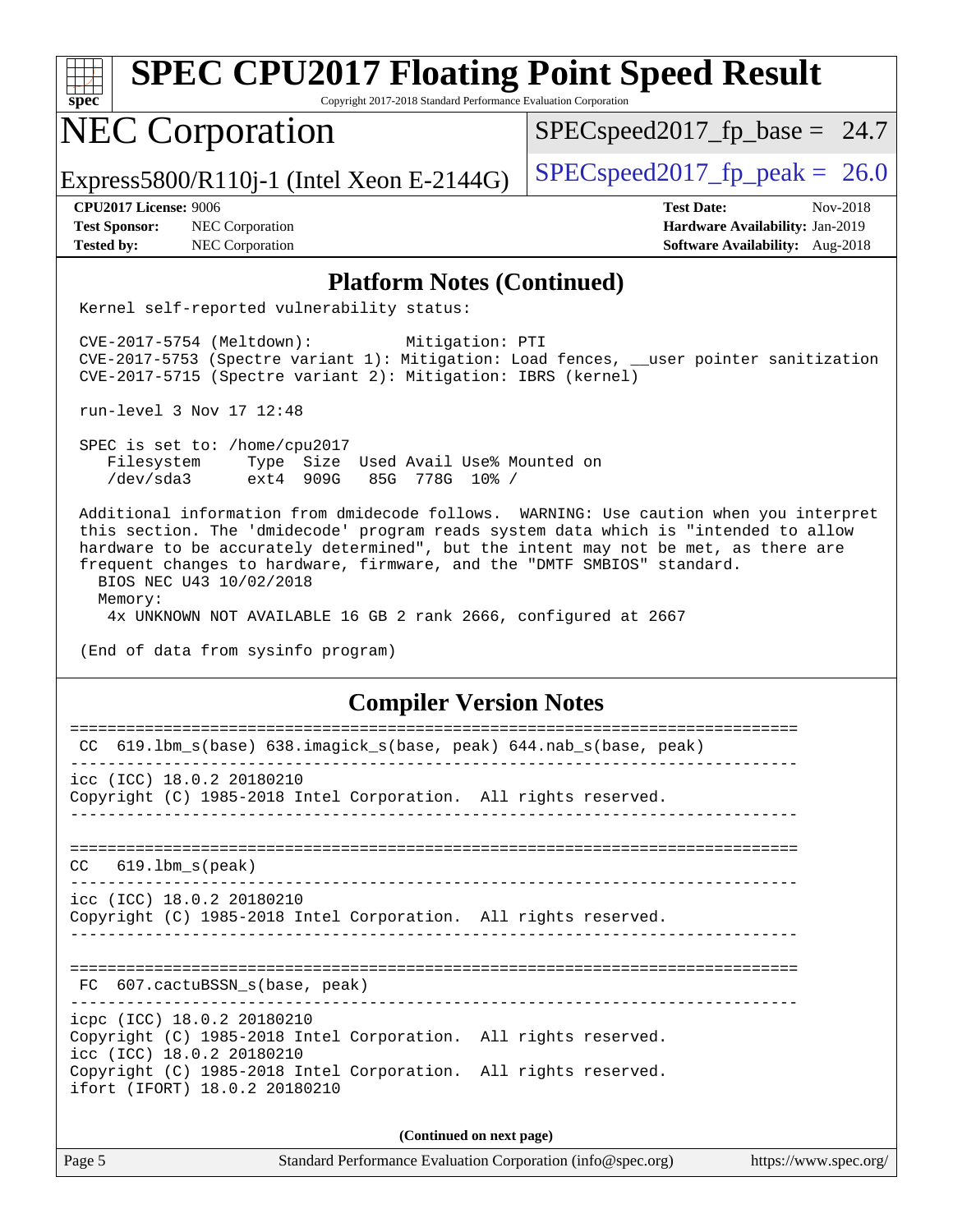# SPEC CPU2017 Floating Point Speed Result

Copyright 2017-2018 Standard Performance Evaluation Corporation

## NEC Corporation

Express5800/R110j-1 (Intel Xeon E-2144G)

SPECspeed2017_fp_base = 24.7

SPECspeed2017_fp_peak = 26.0

**CPU2017 License:** 9006
**Test Sponsor:** NEC Corporation
**Tested by:** NEC Corporation

**Test Date:** Nov-2018
**Hardware Availability:** Jan-2019
**Software Availability:** Aug-2018

### Platform Notes (Continued)

```
Kernel self-reported vulnerability status:

CVE-2017-5754 (Meltdown):          Mitigation: PTI
CVE-2017-5753 (Spectre variant 1): Mitigation: Load fences, __user pointer sanitization
CVE-2017-5715 (Spectre variant 2): Mitigation: IBRS (kernel)

run-level 3 Nov 17 12:48

SPEC is set to: /home/cpu2017
   Filesystem     Type  Size  Used Avail Use% Mounted on
   /dev/sda3      ext4  909G   85G  778G  10% /

Additional information from dmidecode follows.  WARNING: Use caution when you interpret
this section. The 'dmidecode' program reads system data which is "intended to allow
hardware to be accurately determined", but the intent may not be met, as there are
frequent changes to hardware, firmware, and the "DMTF SMBIOS" standard.
  BIOS NEC U43 10/02/2018
  Memory:
   4x UNKNOWN NOT AVAILABLE 16 GB 2 rank 2666, configured at 2667

(End of data from sysinfo program)
```

### Compiler Version Notes

```
==============================================================================
 CC  619.lbm_s(base) 638.imagick_s(base, peak) 644.nab_s(base, peak)
------------------------------------------------------------------------------
icc (ICC) 18.0.2 20180210
Copyright (C) 1985-2018 Intel Corporation.  All rights reserved.
------------------------------------------------------------------------------

==============================================================================
 CC   619.lbm_s(peak)
------------------------------------------------------------------------------
icc (ICC) 18.0.2 20180210
Copyright (C) 1985-2018 Intel Corporation.  All rights reserved.
------------------------------------------------------------------------------

==============================================================================
 FC  607.cactuBSSN_s(base, peak)
------------------------------------------------------------------------------
icpc (ICC) 18.0.2 20180210
Copyright (C) 1985-2018 Intel Corporation.  All rights reserved.
icc (ICC) 18.0.2 20180210
Copyright (C) 1985-2018 Intel Corporation.  All rights reserved.
ifort (IFORT) 18.0.2 20180210
```

(Continued on next page)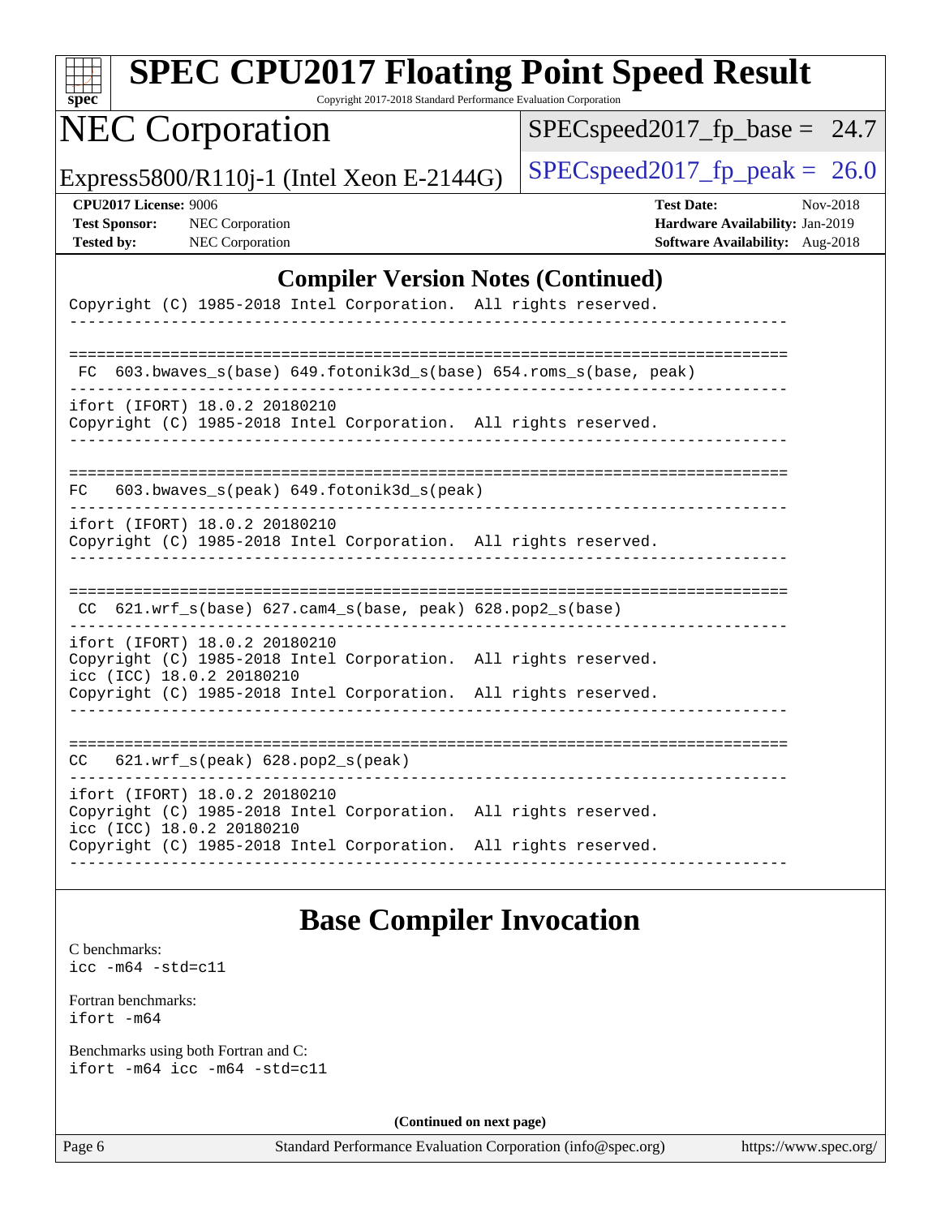## Compiler Version Notes (Continued)

```
Copyright (C) 1985-2018 Intel Corporation.  All rights reserved.
------------------------------------------------------------------------------

==============================================================================
 FC  603.bwaves_s(base) 649.fotonik3d_s(base) 654.roms_s(base, peak)
------------------------------------------------------------------------------
ifort (IFORT) 18.0.2 20180210
Copyright (C) 1985-2018 Intel Corporation.  All rights reserved.
------------------------------------------------------------------------------

==============================================================================
FC   603.bwaves_s(peak) 649.fotonik3d_s(peak)
------------------------------------------------------------------------------
ifort (IFORT) 18.0.2 20180210
Copyright (C) 1985-2018 Intel Corporation.  All rights reserved.
------------------------------------------------------------------------------

==============================================================================
 CC  621.wrf_s(base) 627.cam4_s(base, peak) 628.pop2_s(base)
------------------------------------------------------------------------------
ifort (IFORT) 18.0.2 20180210
Copyright (C) 1985-2018 Intel Corporation.  All rights reserved.
icc (ICC) 18.0.2 20180210
Copyright (C) 1985-2018 Intel Corporation.  All rights reserved.
------------------------------------------------------------------------------

==============================================================================
CC   621.wrf_s(peak) 628.pop2_s(peak)
------------------------------------------------------------------------------
ifort (IFORT) 18.0.2 20180210
Copyright (C) 1985-2018 Intel Corporation.  All rights reserved.
icc (ICC) 18.0.2 20180210
Copyright (C) 1985-2018 Intel Corporation.  All rights reserved.
------------------------------------------------------------------------------
```

## Base Compiler Invocation

C benchmarks:
`icc -m64 -std=c11`

Fortran benchmarks:
`ifort -m64`

Benchmarks using both Fortran and C:
`ifort -m64 icc -m64 -std=c11`

**(Continued on next page)**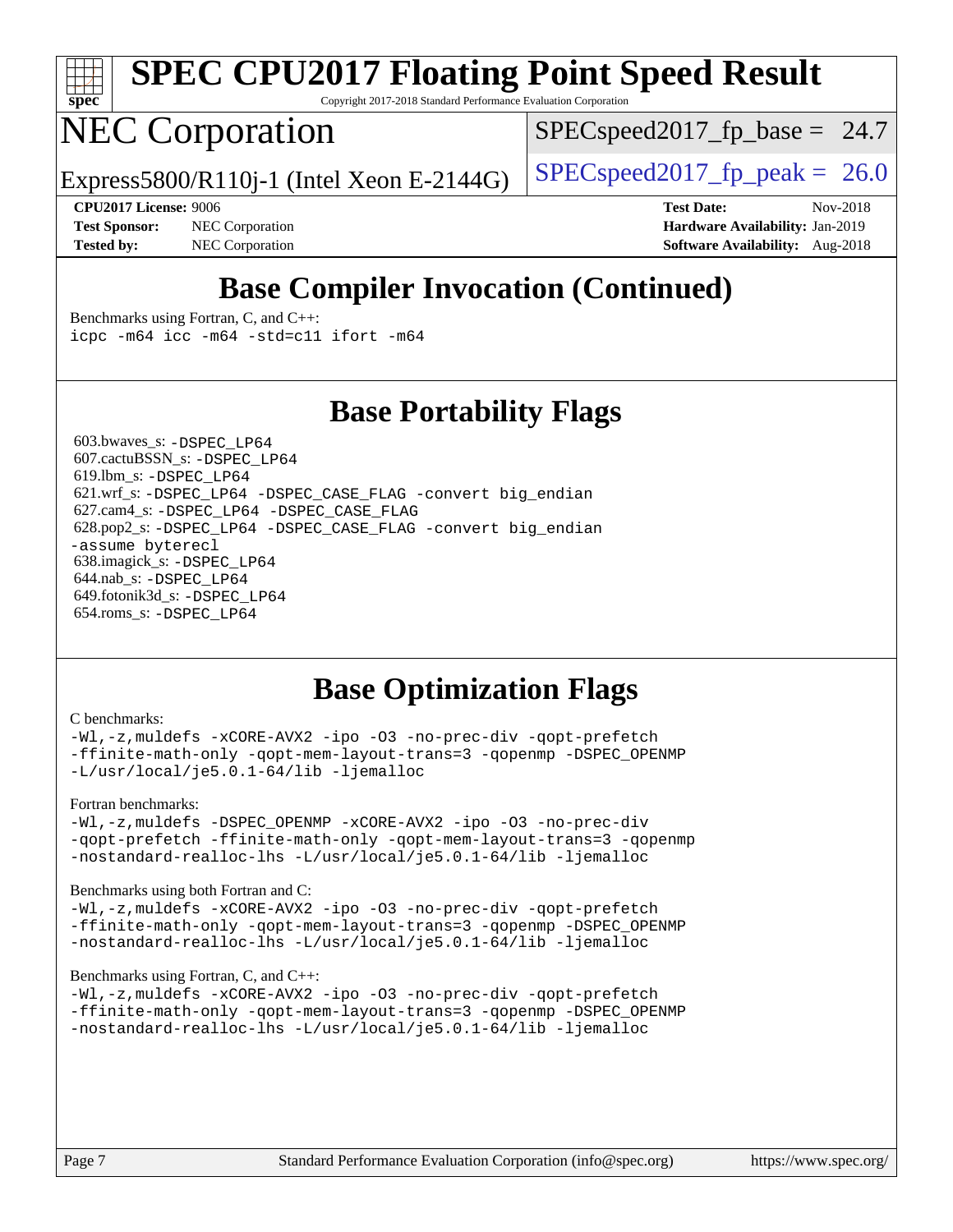## Base Compiler Invocation (Continued)

Benchmarks using Fortran, C, and C++:
```
icpc -m64 icc -m64 -std=c11 ifort -m64
```

## Base Portability Flags

603.bwaves_s: `-DSPEC_LP64`
607.cactuBSSN_s: `-DSPEC_LP64`
619.lbm_s: `-DSPEC_LP64`
621.wrf_s: `-DSPEC_LP64 -DSPEC_CASE_FLAG -convert big_endian`
627.cam4_s: `-DSPEC_LP64 -DSPEC_CASE_FLAG`
628.pop2_s: `-DSPEC_LP64 -DSPEC_CASE_FLAG -convert big_endian -assume byterecl`
638.imagick_s: `-DSPEC_LP64`
644.nab_s: `-DSPEC_LP64`
649.fotonik3d_s: `-DSPEC_LP64`
654.roms_s: `-DSPEC_LP64`

## Base Optimization Flags

C benchmarks:
```
-Wl,-z,muldefs -xCORE-AVX2 -ipo -O3 -no-prec-div -qopt-prefetch
-ffinite-math-only -qopt-mem-layout-trans=3 -qopenmp -DSPEC_OPENMP
-L/usr/local/je5.0.1-64/lib -ljemalloc
```

Fortran benchmarks:
```
-Wl,-z,muldefs -DSPEC_OPENMP -xCORE-AVX2 -ipo -O3 -no-prec-div
-qopt-prefetch -ffinite-math-only -qopt-mem-layout-trans=3 -qopenmp
-nostandard-realloc-lhs -L/usr/local/je5.0.1-64/lib -ljemalloc
```

Benchmarks using both Fortran and C:
```
-Wl,-z,muldefs -xCORE-AVX2 -ipo -O3 -no-prec-div -qopt-prefetch
-ffinite-math-only -qopt-mem-layout-trans=3 -qopenmp -DSPEC_OPENMP
-nostandard-realloc-lhs -L/usr/local/je5.0.1-64/lib -ljemalloc
```

Benchmarks using Fortran, C, and C++:
```
-Wl,-z,muldefs -xCORE-AVX2 -ipo -O3 -no-prec-div -qopt-prefetch
-ffinite-math-only -qopt-mem-layout-trans=3 -qopenmp -DSPEC_OPENMP
-nostandard-realloc-lhs -L/usr/local/je5.0.1-64/lib -ljemalloc
```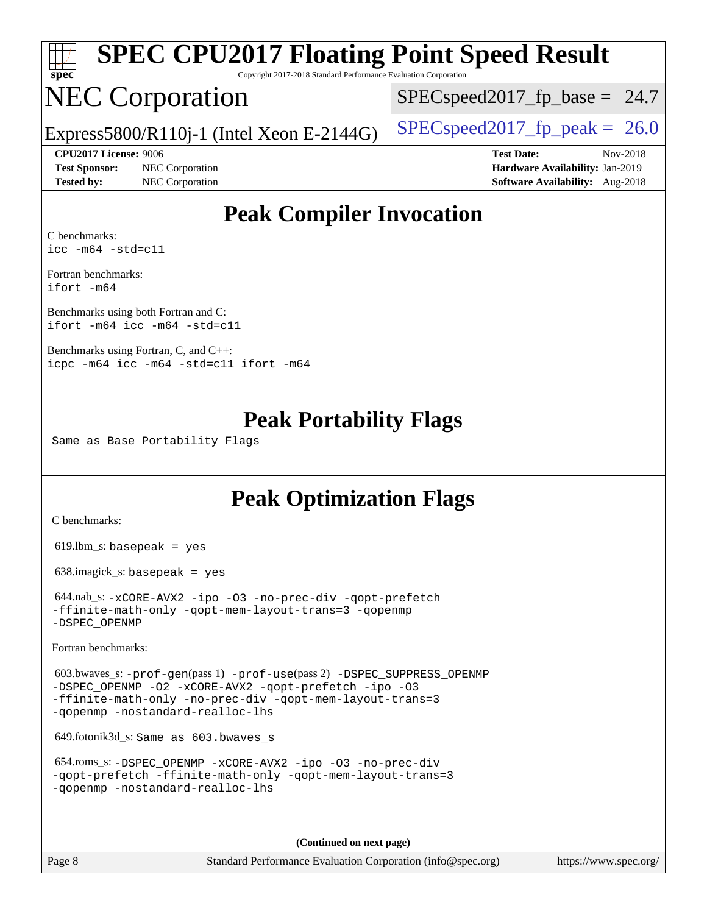# SPEC CPU2017 Floating Point Speed Result

Copyright 2017-2018 Standard Performance Evaluation Corporation

# NEC Corporation

Express5800/R110j-1 (Intel Xeon E-2144G)

SPECspeed2017_fp_base = 24.7

SPECspeed2017_fp_peak = 26.0

**CPU2017 License:** 9006
**Test Sponsor:** NEC Corporation
**Tested by:** NEC Corporation

**Test Date:** Nov-2018
**Hardware Availability:** Jan-2019
**Software Availability:** Aug-2018

## Peak Compiler Invocation

C benchmarks:
`icc -m64 -std=c11`

Fortran benchmarks:
`ifort -m64`

Benchmarks using both Fortran and C:
`ifort -m64 icc -m64 -std=c11`

Benchmarks using Fortran, C, and C++:
`icpc -m64 icc -m64 -std=c11 ifort -m64`

## Peak Portability Flags

Same as Base Portability Flags

## Peak Optimization Flags

C benchmarks:

619.lbm_s: `basepeak = yes`

638.imagick_s: `basepeak = yes`

644.nab_s: `-xCORE-AVX2 -ipo -O3 -no-prec-div -qopt-prefetch -ffinite-math-only -qopt-mem-layout-trans=3 -qopenmp -DSPEC_OPENMP`

Fortran benchmarks:

603.bwaves_s: `-prof-gen`(pass 1) `-prof-use`(pass 2) `-DSPEC_SUPPRESS_OPENMP -DSPEC_OPENMP -O2 -xCORE-AVX2 -qopt-prefetch -ipo -O3 -ffinite-math-only -no-prec-div -qopt-mem-layout-trans=3 -qopenmp -nostandard-realloc-lhs`

649.fotonik3d_s: Same as 603.bwaves_s

654.roms_s: `-DSPEC_OPENMP -xCORE-AVX2 -ipo -O3 -no-prec-div -qopt-prefetch -ffinite-math-only -qopt-mem-layout-trans=3 -qopenmp -nostandard-realloc-lhs`

**(Continued on next page)**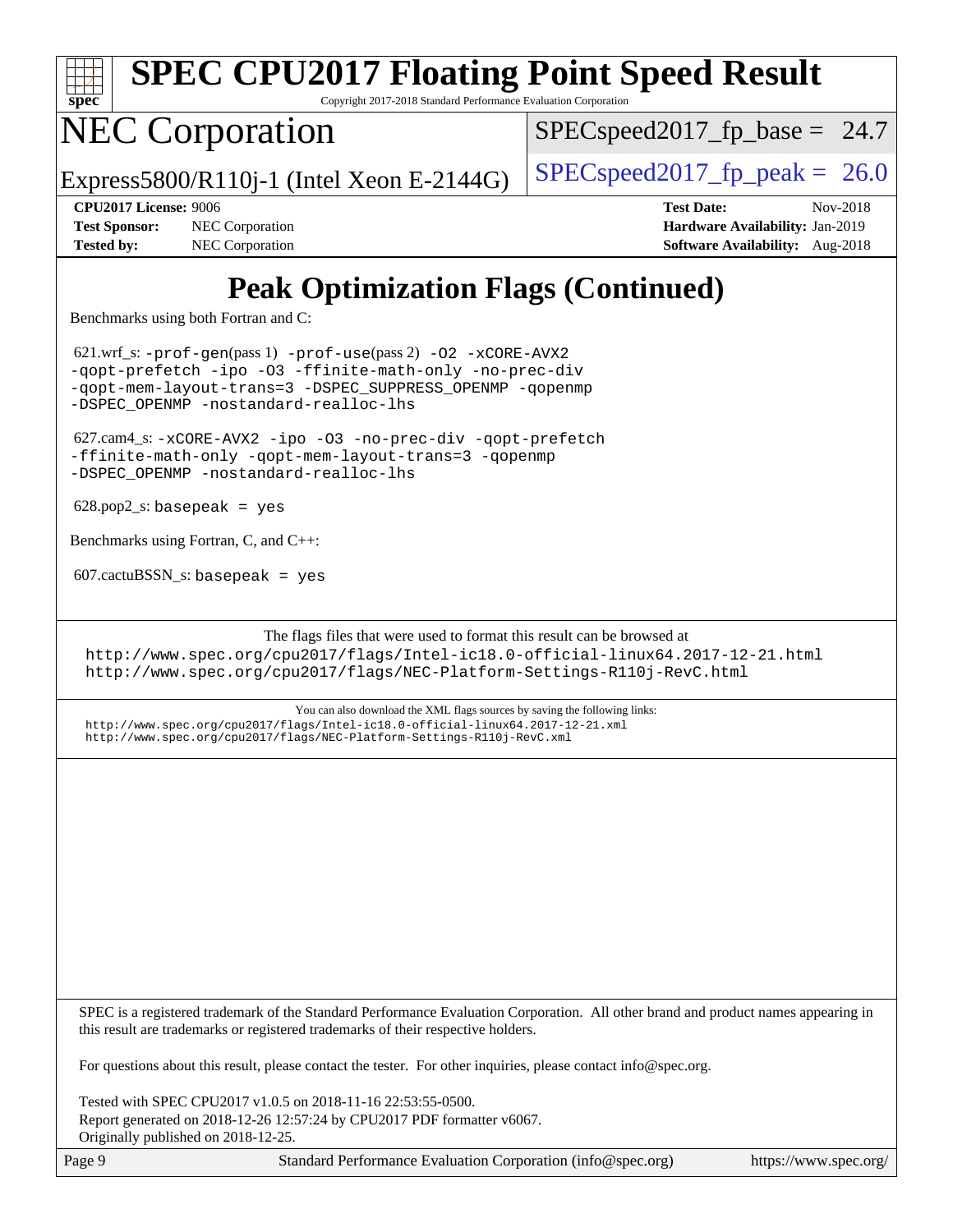# Peak Optimization Flags (Continued)

Benchmarks using both Fortran and C:

621.wrf_s: -prof-gen(pass 1) -prof-use(pass 2) -O2 -xCORE-AVX2 -qopt-prefetch -ipo -O3 -ffinite-math-only -no-prec-div -qopt-mem-layout-trans=3 -DSPEC_SUPPRESS_OPENMP -qopenmp -DSPEC_OPENMP -nostandard-realloc-lhs

627.cam4_s: -xCORE-AVX2 -ipo -O3 -no-prec-div -qopt-prefetch -ffinite-math-only -qopt-mem-layout-trans=3 -qopenmp -DSPEC_OPENMP -nostandard-realloc-lhs

628.pop2_s: basepeak = yes

Benchmarks using Fortran, C, and C++:

607.cactuBSSN_s: basepeak = yes

The flags files that were used to format this result can be browsed at
http://www.spec.org/cpu2017/flags/Intel-ic18.0-official-linux64.2017-12-21.html
http://www.spec.org/cpu2017/flags/NEC-Platform-Settings-R110j-RevC.html

You can also download the XML flags sources by saving the following links:
http://www.spec.org/cpu2017/flags/Intel-ic18.0-official-linux64.2017-12-21.xml
http://www.spec.org/cpu2017/flags/NEC-Platform-Settings-R110j-RevC.xml

SPEC is a registered trademark of the Standard Performance Evaluation Corporation. All other brand and product names appearing in this result are trademarks or registered trademarks of their respective holders.

For questions about this result, please contact the tester. For other inquiries, please contact info@spec.org.

Tested with SPEC CPU2017 v1.0.5 on 2018-11-16 22:53:55-0500.
Report generated on 2018-12-26 12:57:24 by CPU2017 PDF formatter v6067.
Originally published on 2018-12-25.